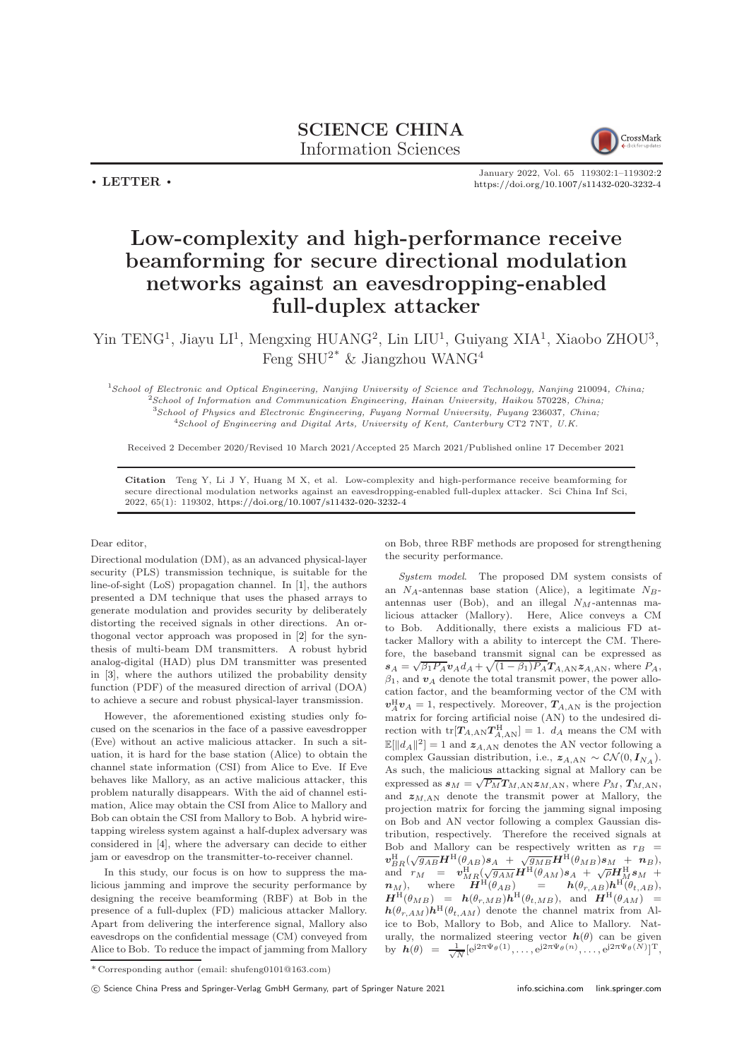# Low-complexity and high-performance receive beamforming for secure directional modulation networks against an eavesdropping-enabled full-duplex attacker

Yin TENG[1], Jiayu LI[1], Mengxing HUANG[2], Lin LIU[1], Guiyang XIA[1], Xiaobo ZHOU[3], Feng SHU[2*] & Jiangzhou WANG[4]

[1]School of Electronic and Optical Engineering, Nanjing University of Science and Technology, Nanjing 210094, China;
[2]School of Information and Communication Engineering, Hainan University, Haikou 570228, China;
[3]School of Physics and Electronic Engineering, Fuyang Normal University, Fuyang 236037, China;
[4]School of Engineering and Digital Arts, University of Kent, Canterbury CT2 7NT, U.K.

Received 2 December 2020/Revised 10 March 2021/Accepted 25 March 2021/Published online 17 December 2021

**Citation** Teng Y, Li J Y, Huang M X, et al. Low-complexity and high-performance receive beamforming for secure directional modulation networks against an eavesdropping-enabled full-duplex attacker. Sci China Inf Sci, 2022, 65(1): 119302, https://doi.org/10.1007/s11432-020-3232-4

Dear editor,

Directional modulation (DM), as an advanced physical-layer security (PLS) transmission technique, is suitable for the line-of-sight (LoS) propagation channel. In [1], the authors presented a DM technique that uses the phased arrays to generate modulation and provides security by deliberately distorting the received signals in other directions. An orthogonal vector approach was proposed in [2] for the synthesis of multi-beam DM transmitters. A robust hybrid analog-digital (HAD) plus DM transmitter was presented in [3], where the authors utilized the probability density function (PDF) of the measured direction of arrival (DOA) to achieve a secure and robust physical-layer transmission.

However, the aforementioned existing studies only focused on the scenarios in the face of a passive eavesdropper (Eve) without an active malicious attacker. In such a situation, it is hard for the base station (Alice) to obtain the channel state information (CSI) from Alice to Eve. If Eve behaves like Mallory, as an active malicious attacker, this problem naturally disappears. With the aid of channel estimation, Alice may obtain the CSI from Alice to Mallory and Bob can obtain the CSI from Mallory to Bob. A hybrid wiretapping wireless system against a half-duplex adversary was considered in [4], where the adversary can decide to either jam or eavesdrop on the transmitter-to-receiver channel.

In this study, our focus is on how to suppress the malicious jamming and improve the security performance by designing the receive beamforming (RBF) at Bob in the presence of a full-duplex (FD) malicious attacker Mallory. Apart from delivering the interference signal, Mallory also eavesdrops on the confidential message (CM) conveyed from Alice to Bob. To reduce the impact of jamming from Mallory on Bob, three RBF methods are proposed for strengthening the security performance.

*System model*. The proposed DM system consists of an $N_A$-antennas base station (Alice), a legitimate $N_B$-antennas user (Bob), and an illegal $N_M$-antennas malicious attacker (Mallory). Here, Alice conveys a CM to Bob. Additionally, there exists a malicious FD attacker Mallory with a ability to intercept the CM. Therefore, the baseband transmit signal can be expressed as $\boldsymbol{s}_A = \sqrt{\beta_1 P_A}\boldsymbol{v}_A d_A + \sqrt{(1-\beta_1)P_A}\boldsymbol{T}_{A,\mathrm{AN}}\boldsymbol{z}_{A,\mathrm{AN}}$, where $P_A$, $\beta_1$, and $\boldsymbol{v}_A$ denote the total transmit power, the power allocation factor, and the beamforming vector of the CM with $\boldsymbol{v}_A^{\mathrm{H}}\boldsymbol{v}_A = 1$, respectively. Moreover, $\boldsymbol{T}_{A,\mathrm{AN}}$ is the projection matrix for forcing artificial noise (AN) to the undesired direction with $\mathrm{tr}[\boldsymbol{T}_{A,\mathrm{AN}}\boldsymbol{T}_{A,\mathrm{AN}}^{\mathrm{H}}] = 1$. $d_A$ means the CM with $\mathbb{E}[\|d_A\|^2] = 1$ and $\boldsymbol{z}_{A,\mathrm{AN}}$ denotes the AN vector following a complex Gaussian distribution, i.e., $\boldsymbol{z}_{A,\mathrm{AN}} \sim \mathcal{CN}(0, \boldsymbol{I}_{N_A})$. As such, the malicious attacking signal at Mallory can be expressed as $\boldsymbol{s}_M = \sqrt{P_M}\boldsymbol{T}_{M,\mathrm{AN}}\boldsymbol{z}_{M,\mathrm{AN}}$, where $P_M$, $\boldsymbol{T}_{M,\mathrm{AN}}$, and $\boldsymbol{z}_{M,\mathrm{AN}}$ denote the transmit power at Mallory, the projection matrix for forcing the jamming signal imposing on Bob and AN vector following a complex Gaussian distribution, respectively. Therefore the received signals at Bob and Mallory can be respectively written as $r_B = \boldsymbol{v}_{BR}^{\mathrm{H}}(\sqrt{g_{AB}}\boldsymbol{H}^{\mathrm{H}}(\theta_{AB})\boldsymbol{s}_A + \sqrt{g_{MB}}\boldsymbol{H}^{\mathrm{H}}(\theta_{MB})\boldsymbol{s}_M + \boldsymbol{n}_B)$, and $r_M = \boldsymbol{v}_{MR}^{\mathrm{H}}(\sqrt{g_{AM}}\boldsymbol{H}^{\mathrm{H}}(\theta_{AM})\boldsymbol{s}_A + \sqrt{\rho}\boldsymbol{H}_M^{\mathrm{H}}\boldsymbol{s}_M + \boldsymbol{n}_M)$, where $\boldsymbol{H}^{\mathrm{H}}(\theta_{AB}) = \boldsymbol{h}(\theta_{r,AB})\boldsymbol{h}^{\mathrm{H}}(\theta_{t,AB})$, $\boldsymbol{H}^{\mathrm{H}}(\theta_{MB}) = \boldsymbol{h}(\theta_{r,MB})\boldsymbol{h}^{\mathrm{H}}(\theta_{t,MB})$, and $\boldsymbol{H}^{\mathrm{H}}(\theta_{AM}) = \boldsymbol{h}(\theta_{r,AM})\boldsymbol{h}^{\mathrm{H}}(\theta_{t,AM})$ denote the channel matrix from Alice to Bob, Mallory to Bob, and Alice to Mallory. Naturally, the normalized steering vector $\boldsymbol{h}(\theta)$ can be given by $\boldsymbol{h}(\theta) = \frac{1}{\sqrt{N}}[\mathrm{e}^{\mathrm{j}2\pi\Psi_\theta(1)}, \ldots, \mathrm{e}^{\mathrm{j}2\pi\Psi_\theta(n)}, \ldots, \mathrm{e}^{\mathrm{j}2\pi\Psi_\theta(N)}]^{\mathrm{T}}$,

*Corresponding author (email: shufeng0101@163.com)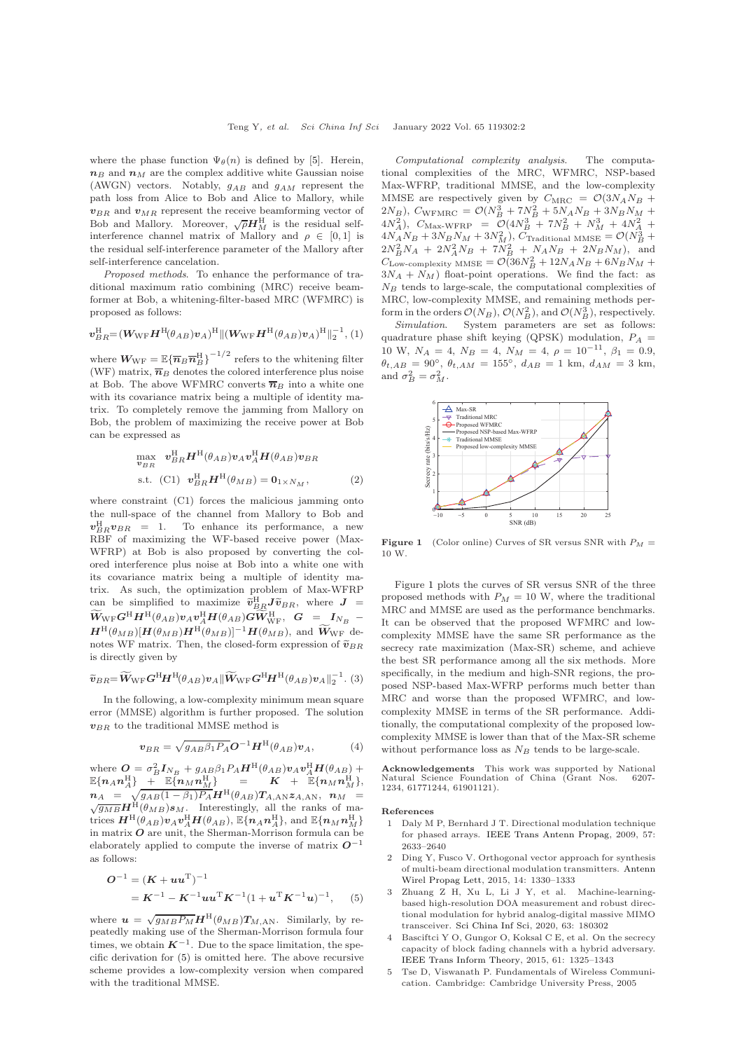where the phase function $\Psi_\theta(n)$ is defined by [5]. Herein, $\boldsymbol{n}_B$ and $\boldsymbol{n}_M$ are the complex additive white Gaussian noise (AWGN) vectors. Notably, $g_{AB}$ and $g_{AM}$ represent the path loss from Alice to Bob and Alice to Mallory, while $\boldsymbol{v}_{BR}$ and $\boldsymbol{v}_{MR}$ represent the receive beamforming vector of Bob and Mallory. Moreover, $\sqrt{\rho}\boldsymbol{H}_M^{\rm H}$ is the residual self-interference channel matrix of Mallory and $\rho \in [0, 1]$ is the residual self-interference parameter of the Mallory after self-interference cancelation.

*Proposed methods.* To enhance the performance of traditional maximum ratio combining (MRC) receive beamformer at Bob, a whitening-filter-based MRC (WFMRC) is proposed as follows:

$$\boldsymbol{v}_{BR}^{\rm H} = (\boldsymbol{W}_{\rm WF}\boldsymbol{H}^{\rm H}(\theta_{AB})\boldsymbol{v}_A)^{\rm H}\|(\boldsymbol{W}_{\rm WF}\boldsymbol{H}^{\rm H}(\theta_{AB})\boldsymbol{v}_A)^{\rm H}\|_2^{-1}, \tag{1}$$

where $\boldsymbol{W}_{\rm WF} = \mathbb{E}\{\overline{\boldsymbol{n}}_B\overline{\boldsymbol{n}}_B^{\rm H}\}^{-1/2}$ refers to the whitening filter (WF) matrix, $\overline{\boldsymbol{n}}_B$ denotes the colored interference plus noise at Bob. The above WFMRC converts $\overline{\boldsymbol{n}}_B$ into a white one with its covariance matrix being a multiple of identity matrix. To completely remove the jamming from Mallory on Bob, the problem of maximizing the receive power at Bob can be expressed as

$$\begin{aligned} &\max_{\boldsymbol{v}_{BR}} \ \boldsymbol{v}_{BR}^{\rm H}\boldsymbol{H}^{\rm H}(\theta_{AB})\boldsymbol{v}_A\boldsymbol{v}_A^{\rm H}\boldsymbol{H}(\theta_{AB})\boldsymbol{v}_{BR} \\ &\text{s.t.} \ \ (\text{C1}) \ \ \boldsymbol{v}_{BR}^{\rm H}\boldsymbol{H}^{\rm H}(\theta_{MB}) = \boldsymbol{0}_{1\times N_M}, \end{aligned} \tag{2}$$

where constraint (C1) forces the malicious jamming onto the null-space of the channel from Mallory to Bob and $\boldsymbol{v}_{BR}^{\rm H}\boldsymbol{v}_{BR} = 1$. To enhance its performance, a new RBF of maximizing the WF-based receive power (Max-WFRP) at Bob is also proposed by converting the colored interference plus noise at Bob into a white one with its covariance matrix being a multiple of identity matrix. As such, the optimization problem of Max-WFRP can be simplified to maximize $\widetilde{\boldsymbol{v}}_{BR}^{\rm H}\boldsymbol{J}\widetilde{\boldsymbol{v}}_{BR}$, where $\boldsymbol{J} = \widetilde{\boldsymbol{W}}_{\rm WF}\boldsymbol{G}^{\rm H}\boldsymbol{H}^{\rm H}(\theta_{AB})\boldsymbol{v}_A\boldsymbol{v}_A^{\rm H}\boldsymbol{H}(\theta_{AB})\boldsymbol{G}\widetilde{\boldsymbol{W}}_{\rm WF}^{\rm H}$, $\boldsymbol{G} = \boldsymbol{I}_{N_B} - \boldsymbol{H}^{\rm H}(\theta_{MB})[\boldsymbol{H}(\theta_{MB})\boldsymbol{H}^{\rm H}(\theta_{MB})]^{-1}\boldsymbol{H}(\theta_{MB})$, and $\widetilde{\boldsymbol{W}}_{\rm WF}$ denotes WF matrix. Then, the closed-form expression of $\widetilde{\boldsymbol{v}}_{BR}$ is directly given by

$$\widetilde{\boldsymbol{v}}_{BR} = \widetilde{\boldsymbol{W}}_{\rm WF}\boldsymbol{G}^{\rm H}\boldsymbol{H}^{\rm H}(\theta_{AB})\boldsymbol{v}_A\|\widetilde{\boldsymbol{W}}_{\rm WF}\boldsymbol{G}^{\rm H}\boldsymbol{H}^{\rm H}(\theta_{AB})\boldsymbol{v}_A\|_2^{-1}. \tag{3}$$

In the following, a low-complexity minimum mean square error (MMSE) algorithm is further proposed. The solution $\boldsymbol{v}_{BR}$ to the traditional MMSE method is

$$\boldsymbol{v}_{BR} = \sqrt{g_{AB}\beta_1 P_A}\boldsymbol{O}^{-1}\boldsymbol{H}^{\rm H}(\theta_{AB})\boldsymbol{v}_A, \tag{4}$$

where $\boldsymbol{O} = \sigma_B^2\boldsymbol{I}_{N_B} + g_{AB}\beta_1 P_A\boldsymbol{H}^{\rm H}(\theta_{AB})\boldsymbol{v}_A\boldsymbol{v}_A^{\rm H}\boldsymbol{H}(\theta_{AB}) + \mathbb{E}\{\boldsymbol{n}_A\boldsymbol{n}_A^{\rm H}\} + \mathbb{E}\{\boldsymbol{n}_M\boldsymbol{n}_M^{\rm H}\} = \boldsymbol{K} + \mathbb{E}\{\boldsymbol{n}_M\boldsymbol{n}_M^{\rm H}\}$, $\boldsymbol{n}_A = \sqrt{g_{AB}(1-\beta_1)P_A}\boldsymbol{H}^{\rm H}(\theta_{AB})\boldsymbol{T}_{A,\rm AN}\boldsymbol{z}_{A,\rm AN}$, $\boldsymbol{n}_M = \sqrt{g_{MB}}\boldsymbol{H}^{\rm H}(\theta_{MB})\boldsymbol{s}_M$. Interestingly, all the ranks of matrices $\boldsymbol{H}^{\rm H}(\theta_{AB})\boldsymbol{v}_A\boldsymbol{v}_A^{\rm H}\boldsymbol{H}(\theta_{AB})$, $\mathbb{E}\{\boldsymbol{n}_A\boldsymbol{n}_A^{\rm H}\}$, and $\mathbb{E}\{\boldsymbol{n}_M\boldsymbol{n}_M^{\rm H}\}$ in matrix $\boldsymbol{O}$ are unit, the Sherman-Morrison formula can be elaborately applied to compute the inverse of matrix $\boldsymbol{O}^{-1}$ as follows:

$$\begin{aligned} \boldsymbol{O}^{-1} &= (\boldsymbol{K} + \boldsymbol{u}\boldsymbol{u}^{\rm T})^{-1} \\ &= \boldsymbol{K}^{-1} - \boldsymbol{K}^{-1}\boldsymbol{u}\boldsymbol{u}^{\rm T}\boldsymbol{K}^{-1}(1 + \boldsymbol{u}^{\rm T}\boldsymbol{K}^{-1}\boldsymbol{u})^{-1}, \end{aligned} \tag{5}$$

where $\boldsymbol{u} = \sqrt{g_{MB}P_M}\boldsymbol{H}^{\rm H}(\theta_{MB})\boldsymbol{T}_{M,\rm AN}$. Similarly, by repeatedly making use of the Sherman-Morrison formula four times, we obtain $\boldsymbol{K}^{-1}$. Due to the space limitation, the specific derivation for (5) is omitted here. The above recursive scheme provides a low-complexity version when compared with the traditional MMSE.

*Computational complexity analysis.* The computational complexities of the MRC, WFMRC, NSP-based Max-WFRP, traditional MMSE, and the low-complexity MMSE are respectively given by $C_{\rm MRC} = \mathcal{O}(3N_AN_B + 2N_B)$, $C_{\rm WFMRC} = \mathcal{O}(N_B^3 + 7N_B^2 + 5N_AN_B + 3N_BN_M + 4N_A^2)$, $C_{\text{Max-WFRP}} = \mathcal{O}(4N_B^3 + 7N_B^2 + N_M^3 + 4N_A^2 + 4N_AN_B + 3N_BN_M + 3N_M^2)$, $C_{\text{Traditional MMSE}} = \mathcal{O}(N_B^3 + 2N_B^2N_A + 2N_A^2N_B + 7N_B^2 + N_AN_B + 2N_BN_M)$, and $C_{\text{Low-complexity MMSE}} = \mathcal{O}(36N_B^2 + 12N_AN_B + 6N_BN_M + 3N_A + N_M)$ float-point operations. We find the fact: as $N_B$ tends to large-scale, the computational complexities of MRC, low-complexity MMSE, and remaining methods perform in the orders $\mathcal{O}(N_B)$, $\mathcal{O}(N_B^2)$, and $\mathcal{O}(N_B^3)$, respectively.

*Simulation.* System parameters are set as follows: quadrature phase shift keying (QPSK) modulation, $P_A = 10$ W, $N_A = 4$, $N_B = 4$, $N_M = 4$, $\rho = 10^{-11}$, $\beta_1 = 0.9$, $\theta_{t,AB} = 90^\circ$, $\theta_{t,AM} = 155^\circ$, $d_{AB} = 1$ km, $d_{AM} = 3$ km, and $\sigma_B^2 = \sigma_M^2$.

Max-SR
Traditional MRC
Proposed WFMRC
Proposed NSP-based Max-WFRP
Traditional MMSE
Proposed low-complexity MMSE
Secrecy rate (bits/s/Hz)
SNR (dB)
0
1
2
3
4
5
6
−10
−5
0
5
10
15
20
25

**Figure 1** (Color online) Curves of SR versus SNR with $P_M = 10$ W.

Figure 1 plots the curves of SR versus SNR of the three proposed methods with $P_M = 10$ W, where the traditional MRC and MMSE are used as the performance benchmarks. It can be observed that the proposed WFMRC and low-complexity MMSE have the same SR performance as the secrecy rate maximization (Max-SR) scheme, and achieve the best SR performance among all the six methods. More specifically, in the medium and high-SNR regions, the proposed NSP-based Max-WFRP performs much better than MRC and worse than the proposed WFMRC, and low-complexity MMSE in terms of the SR performance. Additionally, the computational complexity of the proposed low-complexity MMSE is lower than that of the Max-SR scheme without performance loss as $N_B$ tends to be large-scale.

**Acknowledgements** This work was supported by National Natural Science Foundation of China (Grant Nos. 62071234, 61771244, 61901121).

## References

1. Daly M P, Bernhard J T. Directional modulation technique for phased arrays. IEEE Trans Antenn Propag, 2009, 57: 2633–2640
2. Ding Y, Fusco V. Orthogonal vector approach for synthesis of multi-beam directional modulation transmitters. Antenn Wirel Propag Lett, 2015, 14: 1330–1333
3. Zhuang Z H, Xu L, Li J Y, et al. Machine-learning-based high-resolution DOA measurement and robust directional modulation for hybrid analog-digital massive MIMO transceiver. Sci China Inf Sci, 2020, 63: 180302
4. Basciftci Y O, Gungor O, Koksal C E, et al. On the secrecy capacity of block fading channels with a hybrid adversary. IEEE Trans Inform Theory, 2015, 61: 1325–1343
5. Tse D, Viswanath P. Fundamentals of Wireless Communication. Cambridge: Cambridge University Press, 2005